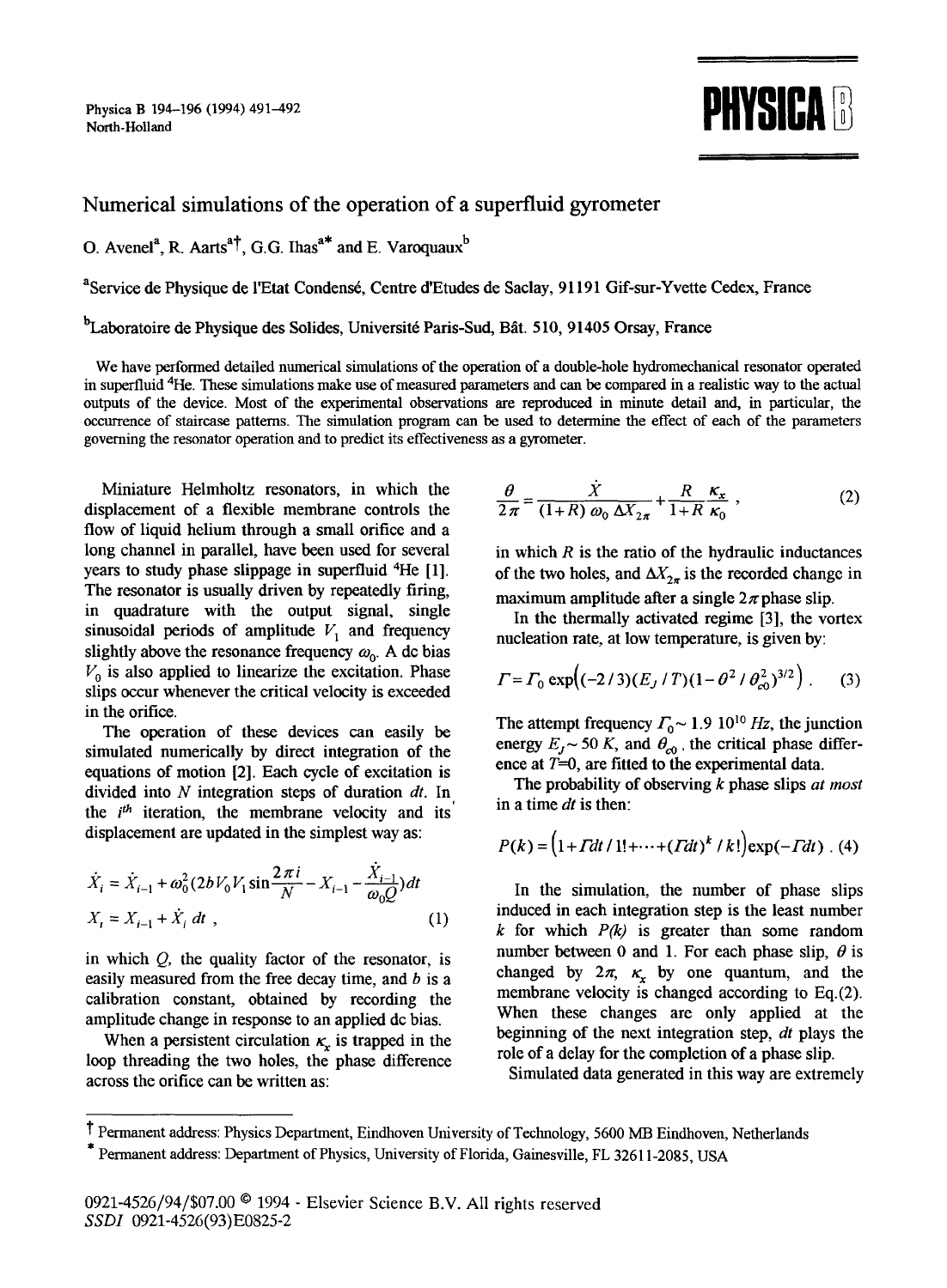# Numerical simulations of the operation of a superfluid gyrometer

O. Avenel[a], R. Aarts[a†], G.G. Ihas[a*] and E. Varoquaux[b]

[a]Service de Physique de l'Etat Condensé, Centre d'Etudes de Saclay, 91191 Gif-sur-Yvette Cedex, France

[b]Laboratoire de Physique des Solides, Université Paris-Sud, Bât. 510, 91405 Orsay, France

We have performed detailed numerical simulations of the operation of a double-hole hydromechanical resonator operated in superfluid $^4$He. These simulations make use of measured parameters and can be compared in a realistic way to the actual outputs of the device. Most of the experimental observations are reproduced in minute detail and, in particular, the occurrence of staircase patterns. The simulation program can be used to determine the effect of each of the parameters governing the resonator operation and to predict its effectiveness as a gyrometer.

Miniature Helmholtz resonators, in which the displacement of a flexible membrane controls the flow of liquid helium through a small orifice and a long channel in parallel, have been used for several years to study phase slippage in superfluid $^4$He [1]. The resonator is usually driven by repeatedly firing, in quadrature with the output signal, single sinusoidal periods of amplitude $V_1$ and frequency slightly above the resonance frequency $\omega_0$. A dc bias $V_0$ is also applied to linearize the excitation. Phase slips occur whenever the critical velocity is exceeded in the orifice.

The operation of these devices can easily be simulated numerically by direct integration of the equations of motion [2]. Each cycle of excitation is divided into $N$ integration steps of duration $dt$. In the $i^{th}$ iteration, the membrane velocity and its displacement are updated in the simplest way as:

$$\dot{X}_i = \dot{X}_{i-1} + \omega_0^2 (2bV_0V_1 \sin\frac{2\pi i}{N} - X_{i-1} - \frac{\dot{X}_{i-1}}{\omega_0 Q})dt$$
$$X_i = X_{i-1} + \dot{X}_i \, dt \ , \tag{1}$$

in which $Q$, the quality factor of the resonator, is easily measured from the free decay time, and $b$ is a calibration constant, obtained by recording the amplitude change in response to an applied dc bias.

When a persistent circulation $\kappa_x$ is trapped in the loop threading the two holes, the phase difference across the orifice can be written as:

$$\frac{\theta}{2\pi} = \frac{\dot{X}}{(1+R)\,\omega_0\,\Delta X_{2\pi}} + \frac{R}{1+R}\frac{\kappa_x}{\kappa_0} \ , \tag{2}$$

in which $R$ is the ratio of the hydraulic inductances of the two holes, and $\Delta X_{2\pi}$ is the recorded change in maximum amplitude after a single $2\pi$ phase slip.

In the thermally activated regime [3], the vortex nucleation rate, at low temperature, is given by:

$$\Gamma = \Gamma_0 \exp\left((-2/3)(E_J/T)(1-\theta^2/\theta_{c0}^2)^{3/2}\right) \ . \tag{3}$$

The attempt frequency $\Gamma_0 \sim 1.9\ 10^{10}$ *Hz*, the junction energy $E_J \sim 50$ *K*, and $\theta_{c0}$, the critical phase difference at $T$=0, are fitted to the experimental data.

The probability of observing $k$ phase slips *at most* in a time $dt$ is then:

$$P(k) = \left(1 + \Gamma dt/1! + \cdots + (\Gamma dt)^k/k!\right)\exp(-\Gamma dt) \ . \tag{4}$$

In the simulation, the number of phase slips induced in each integration step is the least number $k$ for which $P(k)$ is greater than some random number between 0 and 1. For each phase slip, $\theta$ is changed by $2\pi$, $\kappa_x$ by one quantum, and the membrane velocity is changed according to Eq.(2). When these changes are only applied at the beginning of the next integration step, $dt$ plays the role of a delay for the completion of a phase slip.

Simulated data generated in this way are extremely

---

† Permanent address: Physics Department, Eindhoven University of Technology, 5600 MB Eindhoven, Netherlands

\* Permanent address: Department of Physics, University of Florida, Gainesville, FL 32611-2085, USA

0921-4526/94/$07.00 © 1994 - Elsevier Science B.V. All rights reserved
SSDI 0921-4526(93)E0825-2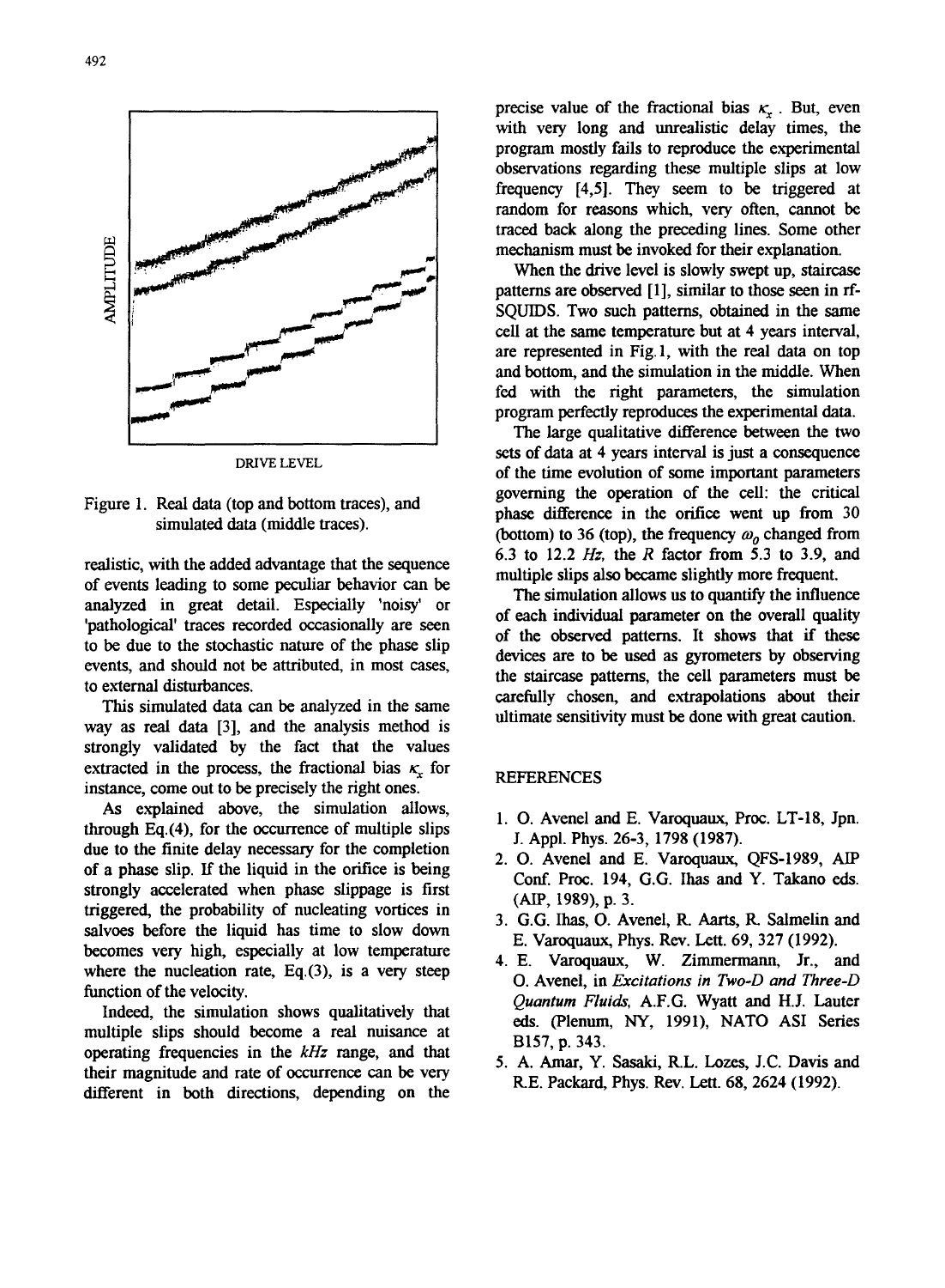AMPLITUDE

DRIVE LEVEL

Figure 1. Real data (top and bottom traces), and simulated data (middle traces).

realistic, with the added advantage that the sequence of events leading to some peculiar behavior can be analyzed in great detail. Especially 'noisy' or 'pathological' traces recorded occasionally are seen to be due to the stochastic nature of the phase slip events, and should not be attributed, in most cases, to external disturbances.

This simulated data can be analyzed in the same way as real data [3], and the analysis method is strongly validated by the fact that the values extracted in the process, the fractional bias $\kappa_x$ for instance, come out to be precisely the right ones.

As explained above, the simulation allows, through Eq.(4), for the occurrence of multiple slips due to the finite delay necessary for the completion of a phase slip. If the liquid in the orifice is being strongly accelerated when phase slippage is first triggered, the probability of nucleating vortices in salvoes before the liquid has time to slow down becomes very high, especially at low temperature where the nucleation rate, Eq.(3), is a very steep function of the velocity.

Indeed, the simulation shows qualitatively that multiple slips should become a real nuisance at operating frequencies in the *kHz* range, and that their magnitude and rate of occurrence can be very different in both directions, depending on the precise value of the fractional bias $\kappa_x$. But, even with very long and unrealistic delay times, the program mostly fails to reproduce the experimental observations regarding these multiple slips at low frequency [4,5]. They seem to be triggered at random for reasons which, very often, cannot be traced back along the preceding lines. Some other mechanism must be invoked for their explanation.

When the drive level is slowly swept up, staircase patterns are observed [1], similar to those seen in rf-SQUIDS. Two such patterns, obtained in the same cell at the same temperature but at 4 years interval, are represented in Fig.1, with the real data on top and bottom, and the simulation in the middle. When fed with the right parameters, the simulation program perfectly reproduces the experimental data.

The large qualitative difference between the two sets of data at 4 years interval is just a consequence of the time evolution of some important parameters governing the operation of the cell: the critical phase difference in the orifice went up from 30 (bottom) to 36 (top), the frequency $\omega_0$ changed from 6.3 to 12.2 *Hz*, the *R* factor from 5.3 to 3.9, and multiple slips also became slightly more frequent.

The simulation allows us to quantify the influence of each individual parameter on the overall quality of the observed patterns. It shows that if these devices are to be used as gyrometers by observing the staircase patterns, the cell parameters must be carefully chosen, and extrapolations about their ultimate sensitivity must be done with great caution.

## REFERENCES

1. O. Avenel and E. Varoquaux, Proc. LT-18, Jpn. J. Appl. Phys. 26-3, 1798 (1987).
2. O. Avenel and E. Varoquaux, QFS-1989, AIP Conf. Proc. 194, G.G. Ihas and Y. Takano eds. (AIP, 1989), p. 3.
3. G.G. Ihas, O. Avenel, R. Aarts, R. Salmelin and E. Varoquaux, Phys. Rev. Lett. 69, 327 (1992).
4. E. Varoquaux, W. Zimmermann, Jr., and O. Avenel, in *Excitations in Two-D and Three-D Quantum Fluids*, A.F.G. Wyatt and H.J. Lauter eds. (Plenum, NY, 1991), NATO ASI Series B157, p. 343.
5. A. Amar, Y. Sasaki, R.L. Lozes, J.C. Davis and R.E. Packard, Phys. Rev. Lett. 68, 2624 (1992).